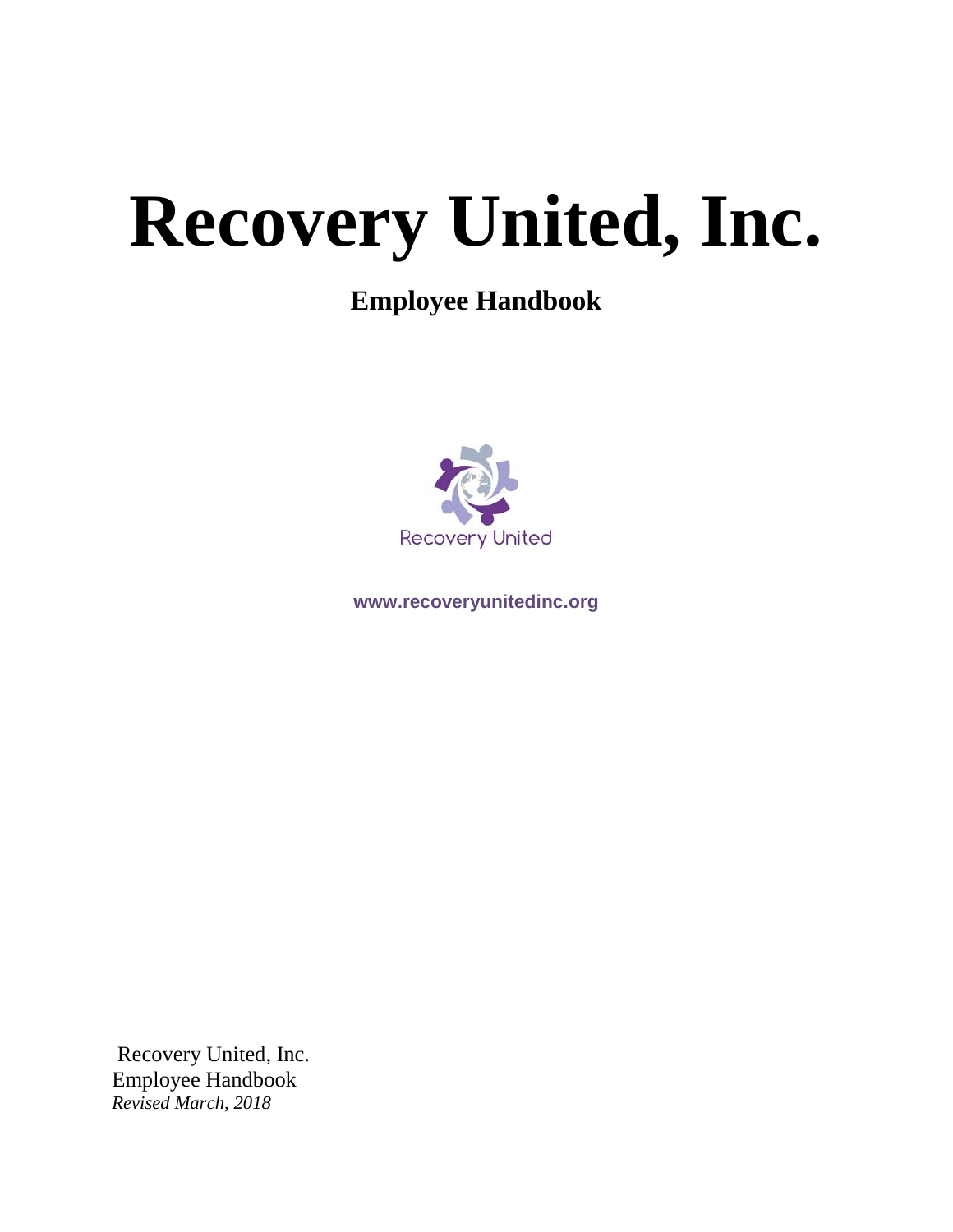# Recovery United, Inc.

## Employee Handbook

Recovery United

www.recoveryunitedinc.org

Recovery United, Inc.
Employee Handbook
*Revised March, 2018*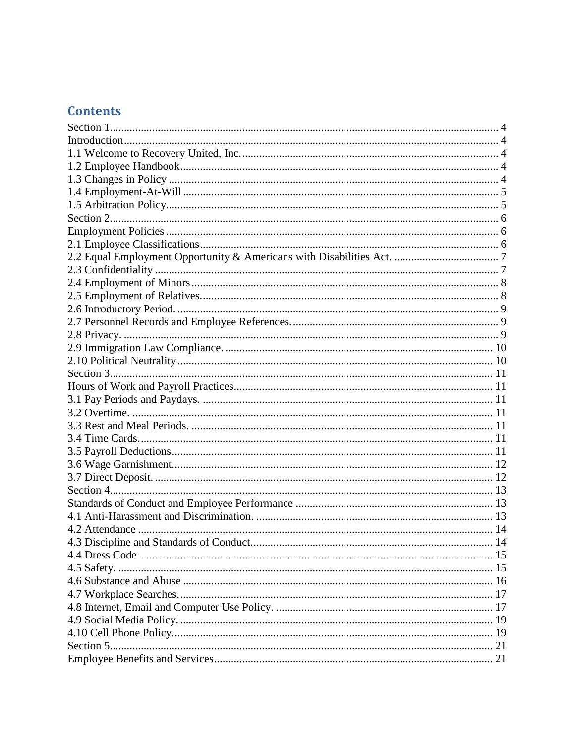# Contents

Section 1 ........................................................................................................ 4
Introduction ........................................................................................................ 4
1.1 Welcome to Recovery United, Inc. ........................................................................................................ 4
1.2 Employee Handbook ........................................................................................................ 4
1.3 Changes in Policy ........................................................................................................ 4
1.4 Employment-At-Will ........................................................................................................ 5
1.5 Arbitration Policy ........................................................................................................ 5
Section 2 ........................................................................................................ 6
Employment Policies ........................................................................................................ 6
2.1 Employee Classifications ........................................................................................................ 6
2.2 Equal Employment Opportunity & Americans with Disabilities Act. ........................................................................................................ 7
2.3 Confidentiality ........................................................................................................ 7
2.4 Employment of Minors ........................................................................................................ 8
2.5 Employment of Relatives. ........................................................................................................ 8
2.6 Introductory Period. ........................................................................................................ 9
2.7 Personnel Records and Employee References. ........................................................................................................ 9
2.8 Privacy. ........................................................................................................ 9
2.9 Immigration Law Compliance. ........................................................................................................ 10
2.10 Political Neutrality ........................................................................................................ 10
Section 3 ........................................................................................................ 11
Hours of Work and Payroll Practices ........................................................................................................ 11
3.1 Pay Periods and Paydays. ........................................................................................................ 11
3.2 Overtime. ........................................................................................................ 11
3.3 Rest and Meal Periods. ........................................................................................................ 11
3.4 Time Cards. ........................................................................................................ 11
3.5 Payroll Deductions ........................................................................................................ 11
3.6 Wage Garnishment. ........................................................................................................ 12
3.7 Direct Deposit. ........................................................................................................ 12
Section 4 ........................................................................................................ 13
Standards of Conduct and Employee Performance ........................................................................................................ 13
4.1 Anti-Harassment and Discrimination. ........................................................................................................ 13
4.2 Attendance ........................................................................................................ 14
4.3 Discipline and Standards of Conduct. ........................................................................................................ 14
4.4 Dress Code. ........................................................................................................ 15
4.5 Safety. ........................................................................................................ 15
4.6 Substance and Abuse ........................................................................................................ 16
4.7 Workplace Searches. ........................................................................................................ 17
4.8 Internet, Email and Computer Use Policy. ........................................................................................................ 17
4.9 Social Media Policy. ........................................................................................................ 19
4.10 Cell Phone Policy. ........................................................................................................ 19
Section 5 ........................................................................................................ 21
Employee Benefits and Services ........................................................................................................ 21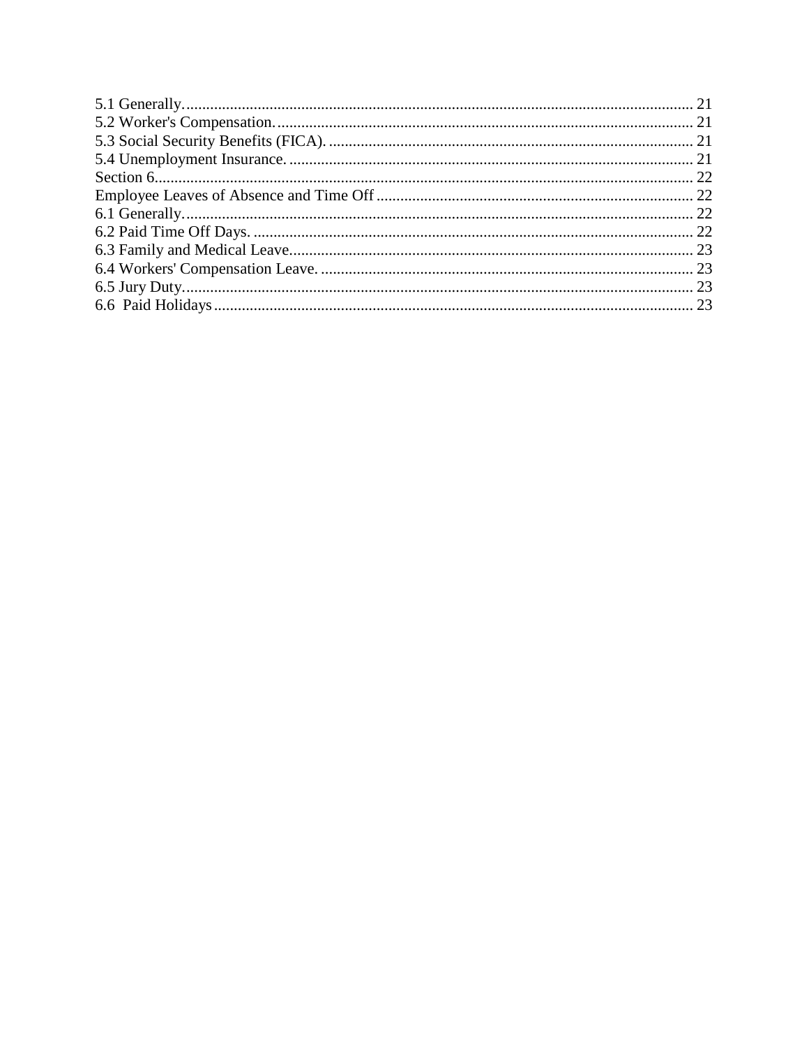5.1 Generally. 21
5.2 Worker's Compensation. 21
5.3 Social Security Benefits (FICA). 21
5.4 Unemployment Insurance. 21
Section 6. 22
Employee Leaves of Absence and Time Off 22
6.1 Generally. 22
6.2 Paid Time Off Days. 22
6.3 Family and Medical Leave. 23
6.4 Workers' Compensation Leave. 23
6.5 Jury Duty. 23
6.6 Paid Holidays 23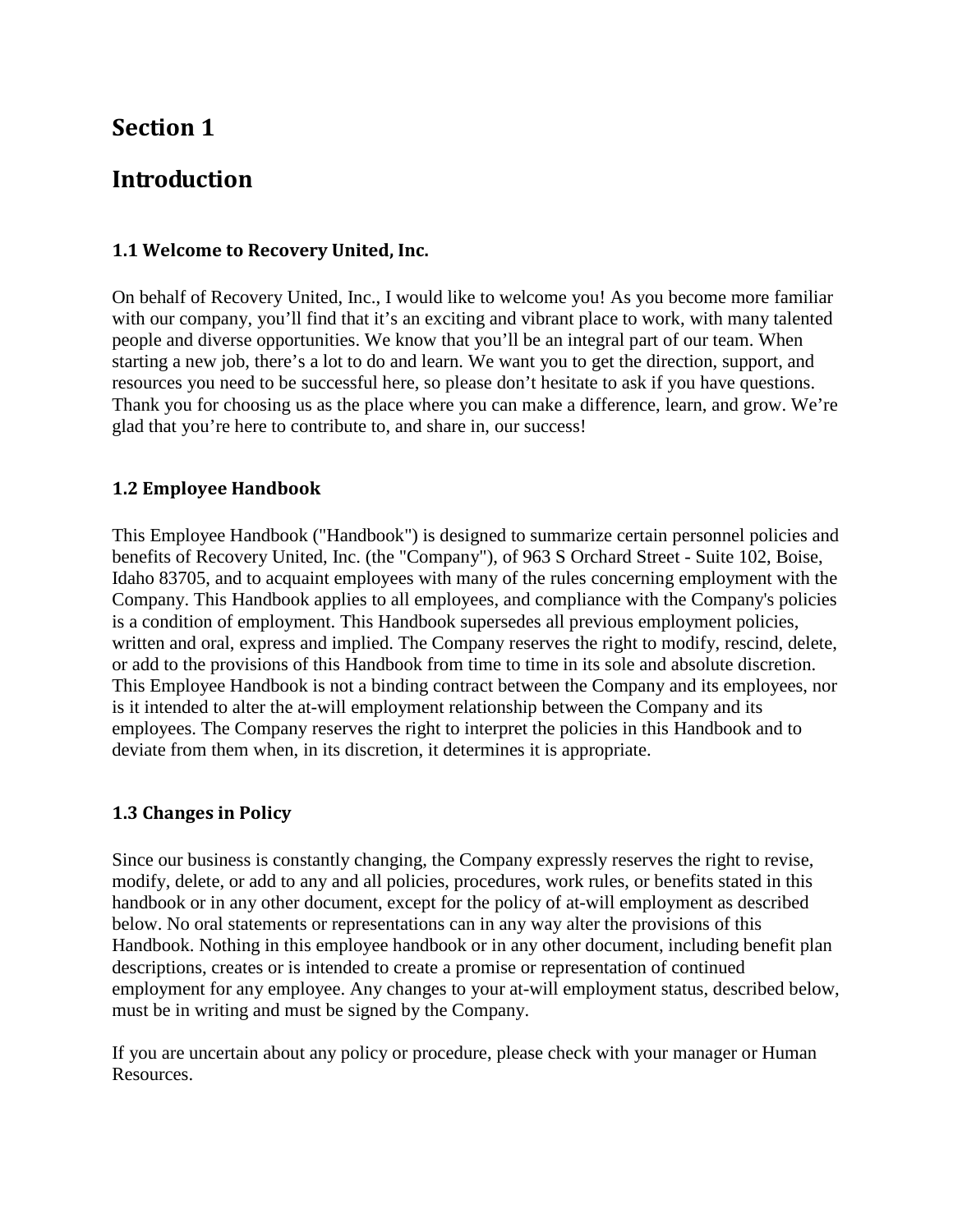# Section 1

# Introduction

### 1.1 Welcome to Recovery United, Inc.

On behalf of Recovery United, Inc., I would like to welcome you! As you become more familiar with our company, you'll find that it's an exciting and vibrant place to work, with many talented people and diverse opportunities. We know that you'll be an integral part of our team. When starting a new job, there's a lot to do and learn. We want you to get the direction, support, and resources you need to be successful here, so please don't hesitate to ask if you have questions. Thank you for choosing us as the place where you can make a difference, learn, and grow. We're glad that you're here to contribute to, and share in, our success!

### 1.2 Employee Handbook

This Employee Handbook ("Handbook") is designed to summarize certain personnel policies and benefits of Recovery United, Inc. (the "Company"), of 963 S Orchard Street - Suite 102, Boise, Idaho 83705, and to acquaint employees with many of the rules concerning employment with the Company. This Handbook applies to all employees, and compliance with the Company's policies is a condition of employment. This Handbook supersedes all previous employment policies, written and oral, express and implied. The Company reserves the right to modify, rescind, delete, or add to the provisions of this Handbook from time to time in its sole and absolute discretion. This Employee Handbook is not a binding contract between the Company and its employees, nor is it intended to alter the at-will employment relationship between the Company and its employees. The Company reserves the right to interpret the policies in this Handbook and to deviate from them when, in its discretion, it determines it is appropriate.

### 1.3 Changes in Policy

Since our business is constantly changing, the Company expressly reserves the right to revise, modify, delete, or add to any and all policies, procedures, work rules, or benefits stated in this handbook or in any other document, except for the policy of at-will employment as described below. No oral statements or representations can in any way alter the provisions of this Handbook. Nothing in this employee handbook or in any other document, including benefit plan descriptions, creates or is intended to create a promise or representation of continued employment for any employee. Any changes to your at-will employment status, described below, must be in writing and must be signed by the Company.

If you are uncertain about any policy or procedure, please check with your manager or Human Resources.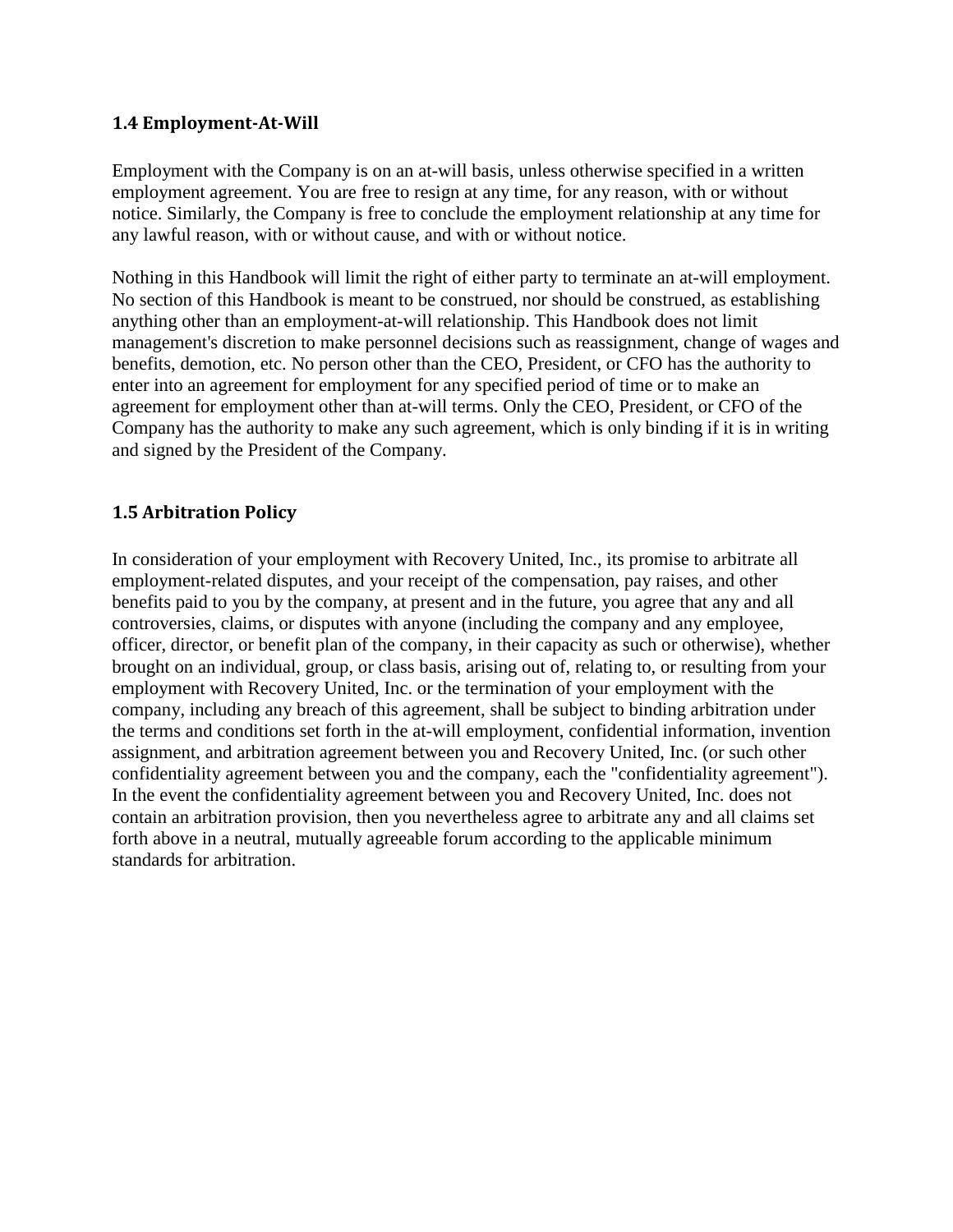### 1.4 Employment-At-Will

Employment with the Company is on an at-will basis, unless otherwise specified in a written employment agreement. You are free to resign at any time, for any reason, with or without notice. Similarly, the Company is free to conclude the employment relationship at any time for any lawful reason, with or without cause, and with or without notice.

Nothing in this Handbook will limit the right of either party to terminate an at-will employment. No section of this Handbook is meant to be construed, nor should be construed, as establishing anything other than an employment-at-will relationship. This Handbook does not limit management's discretion to make personnel decisions such as reassignment, change of wages and benefits, demotion, etc. No person other than the CEO, President, or CFO has the authority to enter into an agreement for employment for any specified period of time or to make an agreement for employment other than at-will terms. Only the CEO, President, or CFO of the Company has the authority to make any such agreement, which is only binding if it is in writing and signed by the President of the Company.

### 1.5 Arbitration Policy

In consideration of your employment with Recovery United, Inc., its promise to arbitrate all employment-related disputes, and your receipt of the compensation, pay raises, and other benefits paid to you by the company, at present and in the future, you agree that any and all controversies, claims, or disputes with anyone (including the company and any employee, officer, director, or benefit plan of the company, in their capacity as such or otherwise), whether brought on an individual, group, or class basis, arising out of, relating to, or resulting from your employment with Recovery United, Inc. or the termination of your employment with the company, including any breach of this agreement, shall be subject to binding arbitration under the terms and conditions set forth in the at-will employment, confidential information, invention assignment, and arbitration agreement between you and Recovery United, Inc. (or such other confidentiality agreement between you and the company, each the "confidentiality agreement"). In the event the confidentiality agreement between you and Recovery United, Inc. does not contain an arbitration provision, then you nevertheless agree to arbitrate any and all claims set forth above in a neutral, mutually agreeable forum according to the applicable minimum standards for arbitration.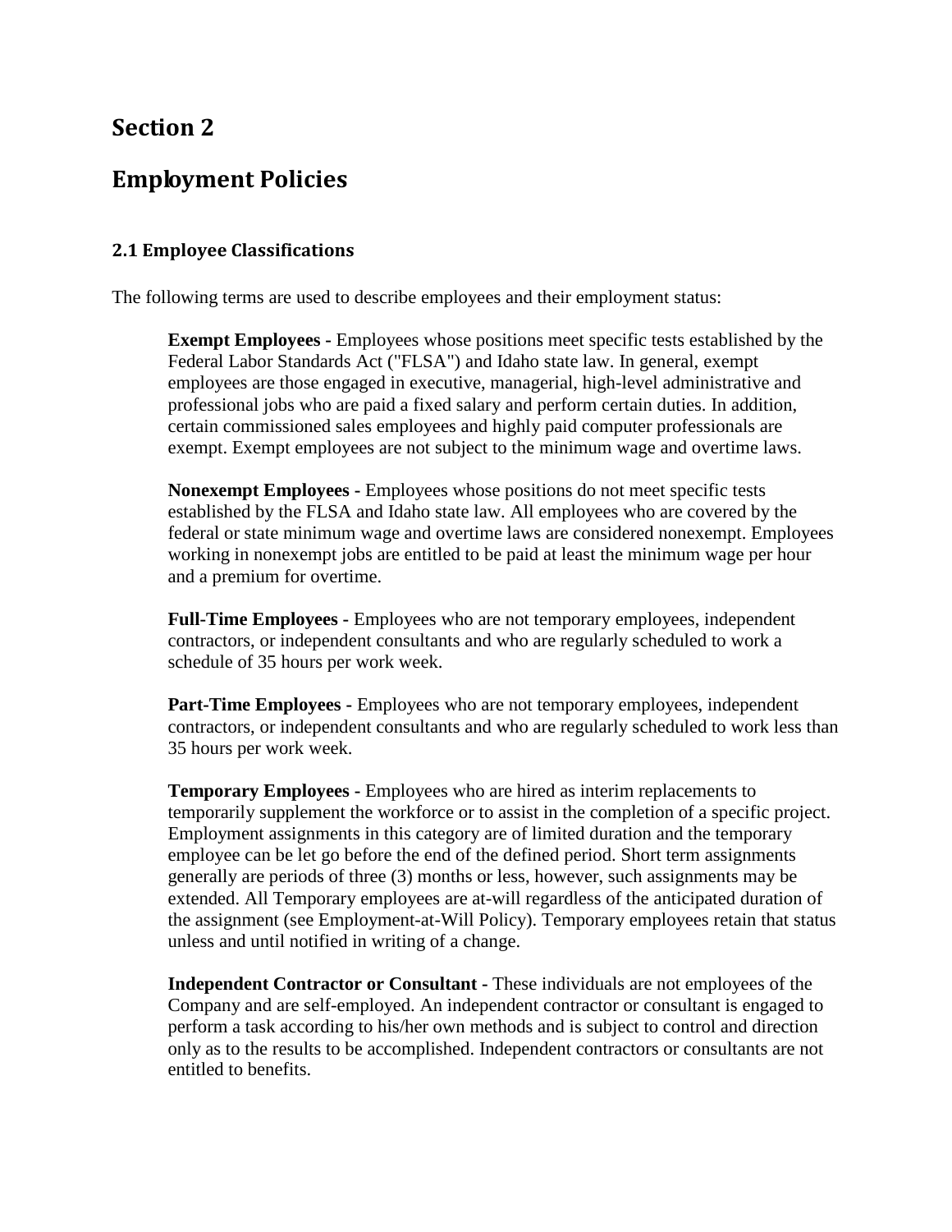# Section 2

# Employment Policies

### 2.1 Employee Classifications

The following terms are used to describe employees and their employment status:

**Exempt Employees -** Employees whose positions meet specific tests established by the Federal Labor Standards Act ("FLSA") and Idaho state law. In general, exempt employees are those engaged in executive, managerial, high-level administrative and professional jobs who are paid a fixed salary and perform certain duties. In addition, certain commissioned sales employees and highly paid computer professionals are exempt. Exempt employees are not subject to the minimum wage and overtime laws.

**Nonexempt Employees -** Employees whose positions do not meet specific tests established by the FLSA and Idaho state law. All employees who are covered by the federal or state minimum wage and overtime laws are considered nonexempt. Employees working in nonexempt jobs are entitled to be paid at least the minimum wage per hour and a premium for overtime.

**Full-Time Employees -** Employees who are not temporary employees, independent contractors, or independent consultants and who are regularly scheduled to work a schedule of 35 hours per work week.

**Part-Time Employees -** Employees who are not temporary employees, independent contractors, or independent consultants and who are regularly scheduled to work less than 35 hours per work week.

**Temporary Employees -** Employees who are hired as interim replacements to temporarily supplement the workforce or to assist in the completion of a specific project. Employment assignments in this category are of limited duration and the temporary employee can be let go before the end of the defined period. Short term assignments generally are periods of three (3) months or less, however, such assignments may be extended. All Temporary employees are at-will regardless of the anticipated duration of the assignment (see Employment-at-Will Policy). Temporary employees retain that status unless and until notified in writing of a change.

**Independent Contractor or Consultant -** These individuals are not employees of the Company and are self-employed. An independent contractor or consultant is engaged to perform a task according to his/her own methods and is subject to control and direction only as to the results to be accomplished. Independent contractors or consultants are not entitled to benefits.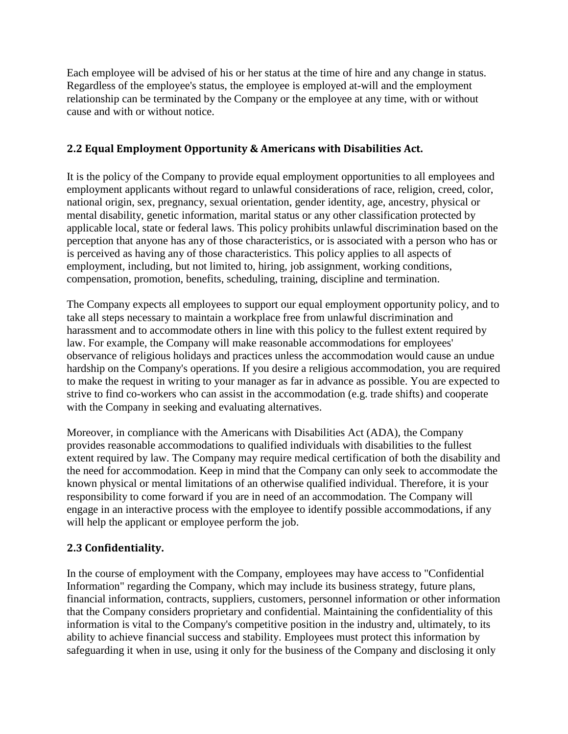Each employee will be advised of his or her status at the time of hire and any change in status. Regardless of the employee's status, the employee is employed at-will and the employment relationship can be terminated by the Company or the employee at any time, with or without cause and with or without notice.

## 2.2 Equal Employment Opportunity & Americans with Disabilities Act.

It is the policy of the Company to provide equal employment opportunities to all employees and employment applicants without regard to unlawful considerations of race, religion, creed, color, national origin, sex, pregnancy, sexual orientation, gender identity, age, ancestry, physical or mental disability, genetic information, marital status or any other classification protected by applicable local, state or federal laws. This policy prohibits unlawful discrimination based on the perception that anyone has any of those characteristics, or is associated with a person who has or is perceived as having any of those characteristics. This policy applies to all aspects of employment, including, but not limited to, hiring, job assignment, working conditions, compensation, promotion, benefits, scheduling, training, discipline and termination.

The Company expects all employees to support our equal employment opportunity policy, and to take all steps necessary to maintain a workplace free from unlawful discrimination and harassment and to accommodate others in line with this policy to the fullest extent required by law. For example, the Company will make reasonable accommodations for employees' observance of religious holidays and practices unless the accommodation would cause an undue hardship on the Company's operations. If you desire a religious accommodation, you are required to make the request in writing to your manager as far in advance as possible. You are expected to strive to find co-workers who can assist in the accommodation (e.g. trade shifts) and cooperate with the Company in seeking and evaluating alternatives.

Moreover, in compliance with the Americans with Disabilities Act (ADA), the Company provides reasonable accommodations to qualified individuals with disabilities to the fullest extent required by law. The Company may require medical certification of both the disability and the need for accommodation. Keep in mind that the Company can only seek to accommodate the known physical or mental limitations of an otherwise qualified individual. Therefore, it is your responsibility to come forward if you are in need of an accommodation. The Company will engage in an interactive process with the employee to identify possible accommodations, if any will help the applicant or employee perform the job.

## 2.3 Confidentiality.

In the course of employment with the Company, employees may have access to "Confidential Information" regarding the Company, which may include its business strategy, future plans, financial information, contracts, suppliers, customers, personnel information or other information that the Company considers proprietary and confidential. Maintaining the confidentiality of this information is vital to the Company's competitive position in the industry and, ultimately, to its ability to achieve financial success and stability. Employees must protect this information by safeguarding it when in use, using it only for the business of the Company and disclosing it only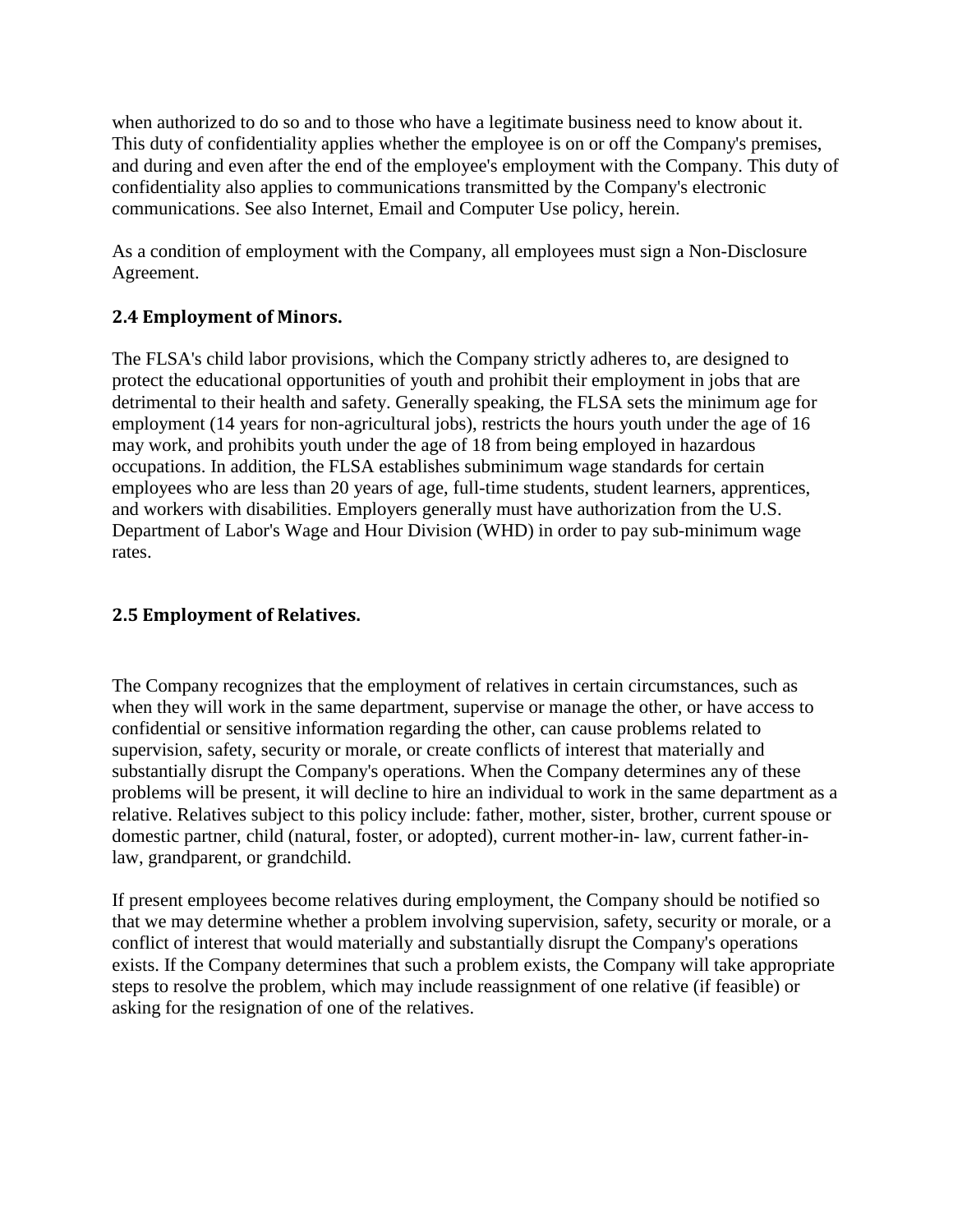when authorized to do so and to those who have a legitimate business need to know about it. This duty of confidentiality applies whether the employee is on or off the Company's premises, and during and even after the end of the employee's employment with the Company. This duty of confidentiality also applies to communications transmitted by the Company's electronic communications. See also Internet, Email and Computer Use policy, herein.

As a condition of employment with the Company, all employees must sign a Non-Disclosure Agreement.

### 2.4 Employment of Minors.

The FLSA's child labor provisions, which the Company strictly adheres to, are designed to protect the educational opportunities of youth and prohibit their employment in jobs that are detrimental to their health and safety. Generally speaking, the FLSA sets the minimum age for employment (14 years for non-agricultural jobs), restricts the hours youth under the age of 16 may work, and prohibits youth under the age of 18 from being employed in hazardous occupations. In addition, the FLSA establishes subminimum wage standards for certain employees who are less than 20 years of age, full-time students, student learners, apprentices, and workers with disabilities. Employers generally must have authorization from the U.S. Department of Labor's Wage and Hour Division (WHD) in order to pay sub-minimum wage rates.

### 2.5 Employment of Relatives.

The Company recognizes that the employment of relatives in certain circumstances, such as when they will work in the same department, supervise or manage the other, or have access to confidential or sensitive information regarding the other, can cause problems related to supervision, safety, security or morale, or create conflicts of interest that materially and substantially disrupt the Company's operations. When the Company determines any of these problems will be present, it will decline to hire an individual to work in the same department as a relative. Relatives subject to this policy include: father, mother, sister, brother, current spouse or domestic partner, child (natural, foster, or adopted), current mother-in- law, current father-in-law, grandparent, or grandchild.

If present employees become relatives during employment, the Company should be notified so that we may determine whether a problem involving supervision, safety, security or morale, or a conflict of interest that would materially and substantially disrupt the Company's operations exists. If the Company determines that such a problem exists, the Company will take appropriate steps to resolve the problem, which may include reassignment of one relative (if feasible) or asking for the resignation of one of the relatives.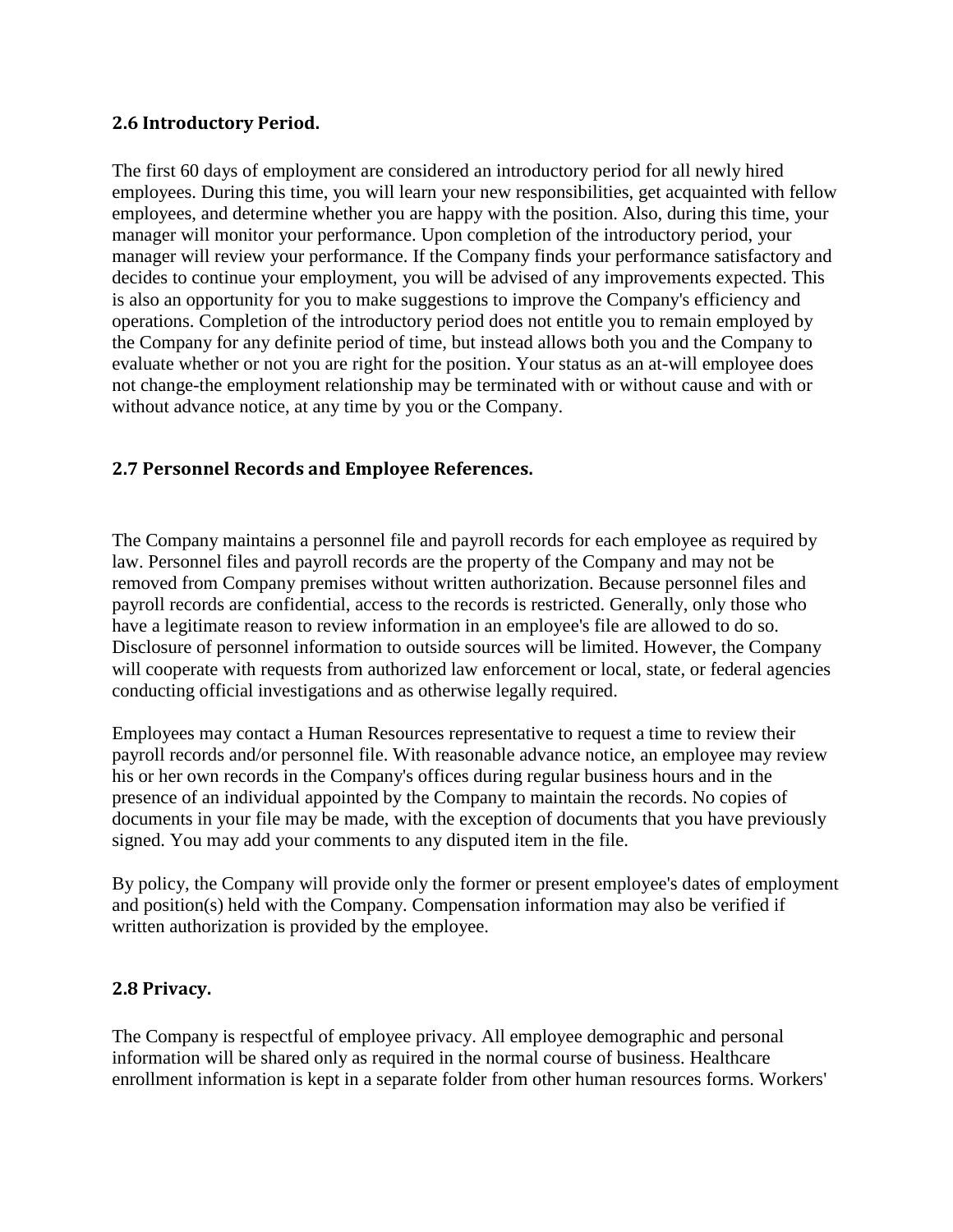### 2.6 Introductory Period.

The first 60 days of employment are considered an introductory period for all newly hired employees. During this time, you will learn your new responsibilities, get acquainted with fellow employees, and determine whether you are happy with the position. Also, during this time, your manager will monitor your performance. Upon completion of the introductory period, your manager will review your performance. If the Company finds your performance satisfactory and decides to continue your employment, you will be advised of any improvements expected. This is also an opportunity for you to make suggestions to improve the Company's efficiency and operations. Completion of the introductory period does not entitle you to remain employed by the Company for any definite period of time, but instead allows both you and the Company to evaluate whether or not you are right for the position. Your status as an at-will employee does not change-the employment relationship may be terminated with or without cause and with or without advance notice, at any time by you or the Company.

### 2.7 Personnel Records and Employee References.

The Company maintains a personnel file and payroll records for each employee as required by law. Personnel files and payroll records are the property of the Company and may not be removed from Company premises without written authorization. Because personnel files and payroll records are confidential, access to the records is restricted. Generally, only those who have a legitimate reason to review information in an employee's file are allowed to do so. Disclosure of personnel information to outside sources will be limited. However, the Company will cooperate with requests from authorized law enforcement or local, state, or federal agencies conducting official investigations and as otherwise legally required.

Employees may contact a Human Resources representative to request a time to review their payroll records and/or personnel file. With reasonable advance notice, an employee may review his or her own records in the Company's offices during regular business hours and in the presence of an individual appointed by the Company to maintain the records. No copies of documents in your file may be made, with the exception of documents that you have previously signed. You may add your comments to any disputed item in the file.

By policy, the Company will provide only the former or present employee's dates of employment and position(s) held with the Company. Compensation information may also be verified if written authorization is provided by the employee.

### 2.8 Privacy.

The Company is respectful of employee privacy. All employee demographic and personal information will be shared only as required in the normal course of business. Healthcare enrollment information is kept in a separate folder from other human resources forms. Workers'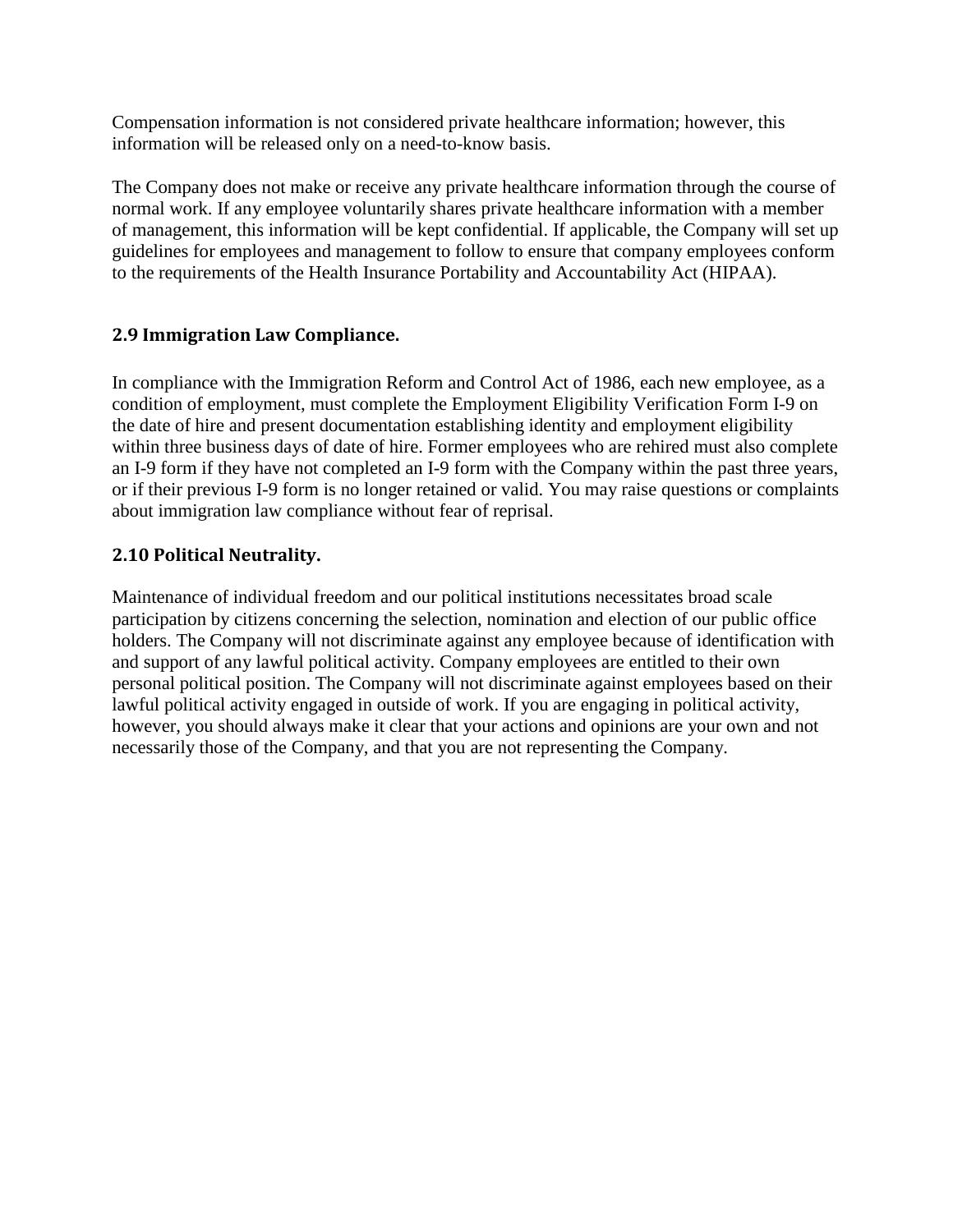Compensation information is not considered private healthcare information; however, this information will be released only on a need-to-know basis.

The Company does not make or receive any private healthcare information through the course of normal work. If any employee voluntarily shares private healthcare information with a member of management, this information will be kept confidential. If applicable, the Company will set up guidelines for employees and management to follow to ensure that company employees conform to the requirements of the Health Insurance Portability and Accountability Act (HIPAA).

### 2.9 Immigration Law Compliance.

In compliance with the Immigration Reform and Control Act of 1986, each new employee, as a condition of employment, must complete the Employment Eligibility Verification Form I-9 on the date of hire and present documentation establishing identity and employment eligibility within three business days of date of hire. Former employees who are rehired must also complete an I-9 form if they have not completed an I-9 form with the Company within the past three years, or if their previous I-9 form is no longer retained or valid. You may raise questions or complaints about immigration law compliance without fear of reprisal.

### 2.10 Political Neutrality.

Maintenance of individual freedom and our political institutions necessitates broad scale participation by citizens concerning the selection, nomination and election of our public office holders. The Company will not discriminate against any employee because of identification with and support of any lawful political activity. Company employees are entitled to their own personal political position. The Company will not discriminate against employees based on their lawful political activity engaged in outside of work. If you are engaging in political activity, however, you should always make it clear that your actions and opinions are your own and not necessarily those of the Company, and that you are not representing the Company.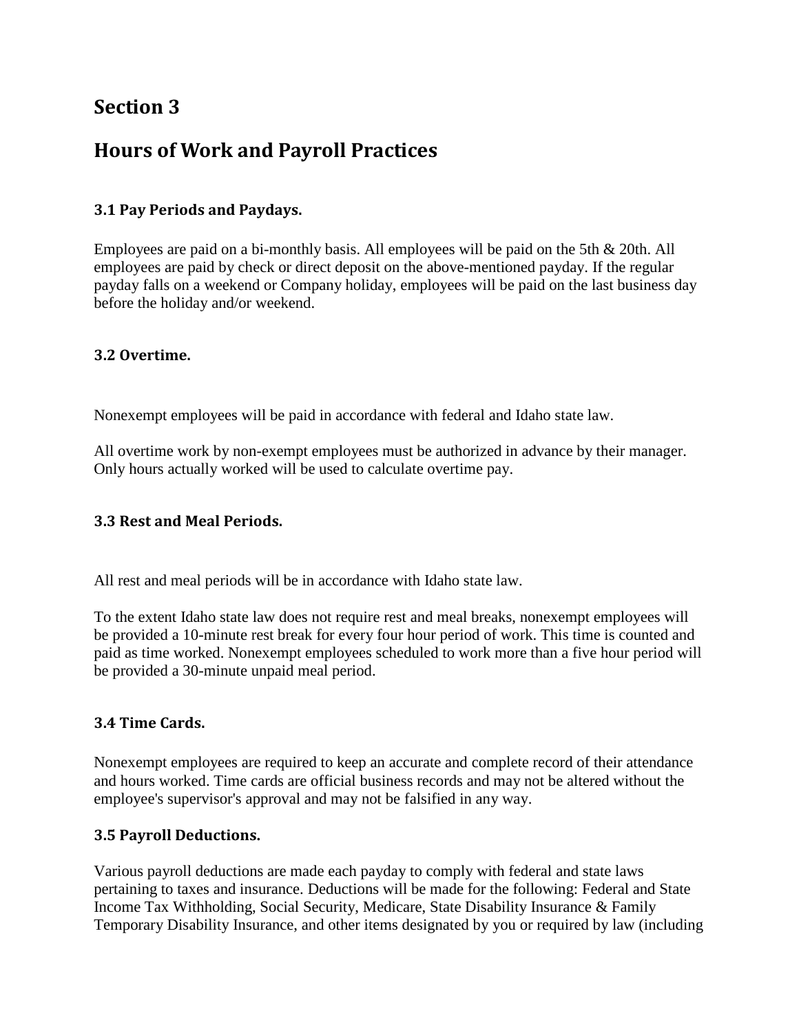# Section 3

# Hours of Work and Payroll Practices

### 3.1 Pay Periods and Paydays.

Employees are paid on a bi-monthly basis. All employees will be paid on the 5th & 20th. All employees are paid by check or direct deposit on the above-mentioned payday. If the regular payday falls on a weekend or Company holiday, employees will be paid on the last business day before the holiday and/or weekend.

### 3.2 Overtime.

Nonexempt employees will be paid in accordance with federal and Idaho state law.

All overtime work by non-exempt employees must be authorized in advance by their manager. Only hours actually worked will be used to calculate overtime pay.

### 3.3 Rest and Meal Periods.

All rest and meal periods will be in accordance with Idaho state law.

To the extent Idaho state law does not require rest and meal breaks, nonexempt employees will be provided a 10-minute rest break for every four hour period of work. This time is counted and paid as time worked. Nonexempt employees scheduled to work more than a five hour period will be provided a 30-minute unpaid meal period.

### 3.4 Time Cards.

Nonexempt employees are required to keep an accurate and complete record of their attendance and hours worked. Time cards are official business records and may not be altered without the employee's supervisor's approval and may not be falsified in any way.

### 3.5 Payroll Deductions.

Various payroll deductions are made each payday to comply with federal and state laws pertaining to taxes and insurance. Deductions will be made for the following: Federal and State Income Tax Withholding, Social Security, Medicare, State Disability Insurance & Family Temporary Disability Insurance, and other items designated by you or required by law (including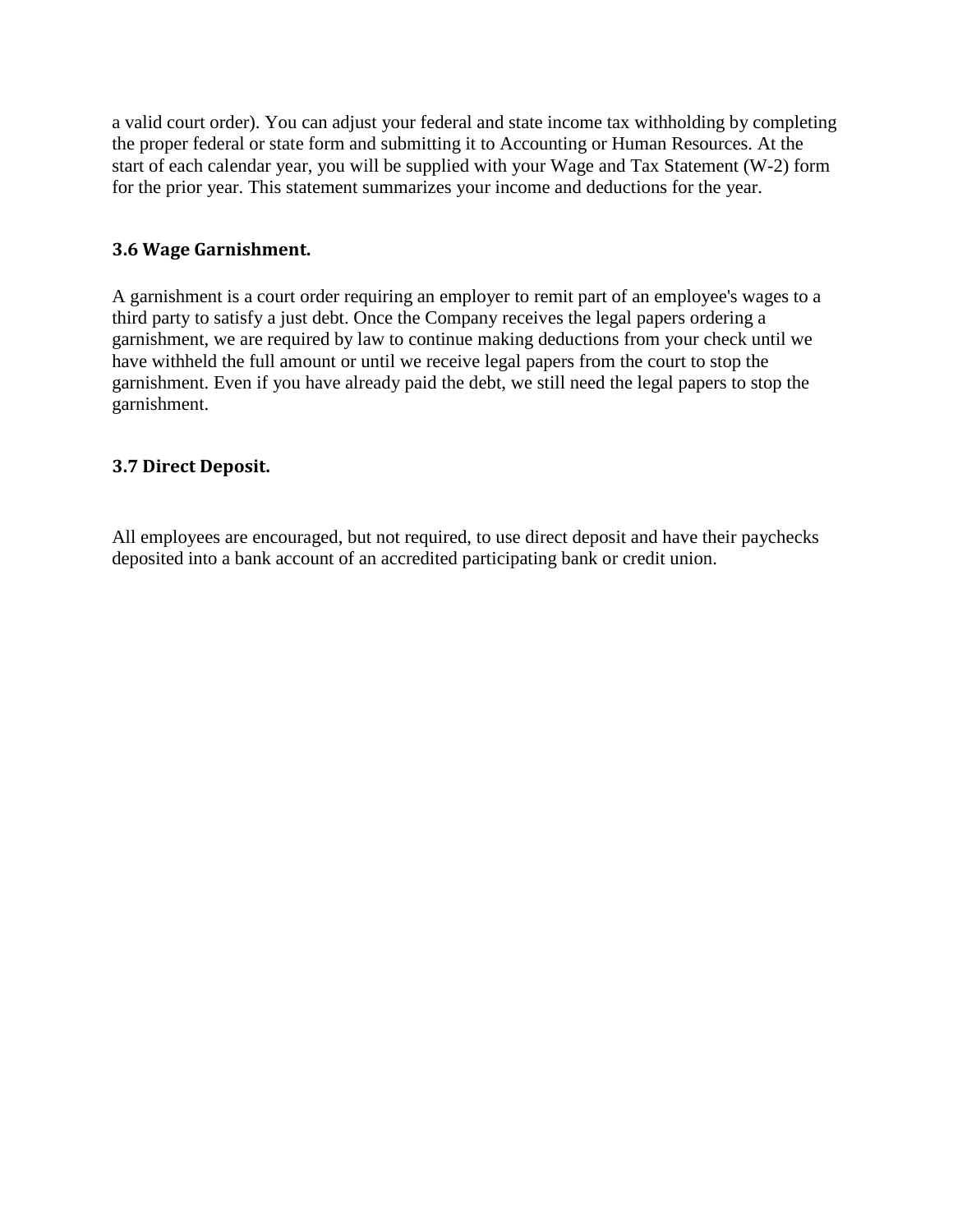a valid court order). You can adjust your federal and state income tax withholding by completing the proper federal or state form and submitting it to Accounting or Human Resources. At the start of each calendar year, you will be supplied with your Wage and Tax Statement (W-2) form for the prior year. This statement summarizes your income and deductions for the year.

### 3.6 Wage Garnishment.

A garnishment is a court order requiring an employer to remit part of an employee's wages to a third party to satisfy a just debt. Once the Company receives the legal papers ordering a garnishment, we are required by law to continue making deductions from your check until we have withheld the full amount or until we receive legal papers from the court to stop the garnishment. Even if you have already paid the debt, we still need the legal papers to stop the garnishment.

### 3.7 Direct Deposit.

All employees are encouraged, but not required, to use direct deposit and have their paychecks deposited into a bank account of an accredited participating bank or credit union.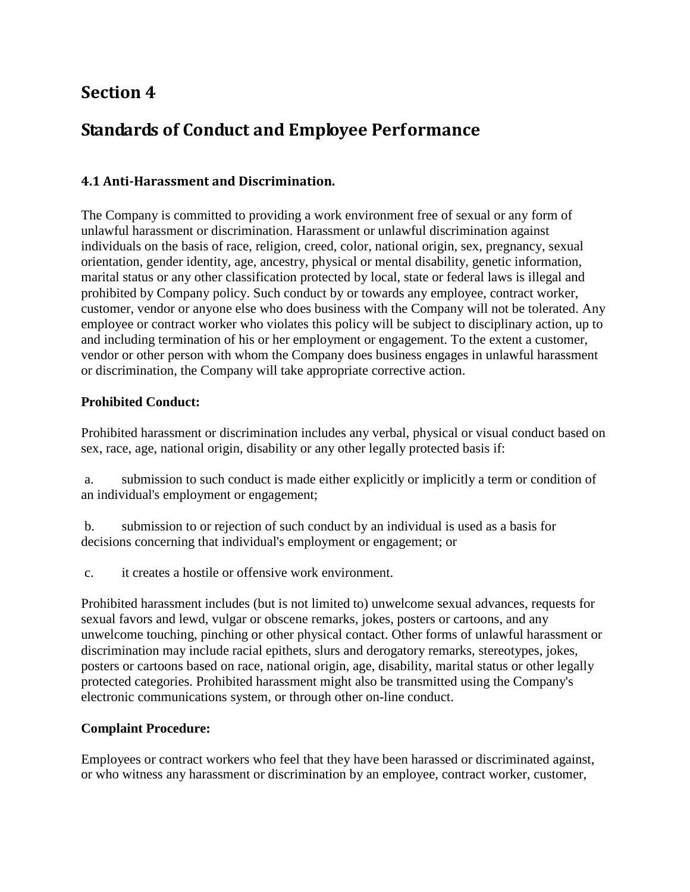# Section 4

# Standards of Conduct and Employee Performance

### 4.1 Anti-Harassment and Discrimination.

The Company is committed to providing a work environment free of sexual or any form of unlawful harassment or discrimination. Harassment or unlawful discrimination against individuals on the basis of race, religion, creed, color, national origin, sex, pregnancy, sexual orientation, gender identity, age, ancestry, physical or mental disability, genetic information, marital status or any other classification protected by local, state or federal laws is illegal and prohibited by Company policy. Such conduct by or towards any employee, contract worker, customer, vendor or anyone else who does business with the Company will not be tolerated. Any employee or contract worker who violates this policy will be subject to disciplinary action, up to and including termination of his or her employment or engagement. To the extent a customer, vendor or other person with whom the Company does business engages in unlawful harassment or discrimination, the Company will take appropriate corrective action.

**Prohibited Conduct:**

Prohibited harassment or discrimination includes any verbal, physical or visual conduct based on sex, race, age, national origin, disability or any other legally protected basis if:

a. submission to such conduct is made either explicitly or implicitly a term or condition of an individual's employment or engagement;

b. submission to or rejection of such conduct by an individual is used as a basis for decisions concerning that individual's employment or engagement; or

c. it creates a hostile or offensive work environment.

Prohibited harassment includes (but is not limited to) unwelcome sexual advances, requests for sexual favors and lewd, vulgar or obscene remarks, jokes, posters or cartoons, and any unwelcome touching, pinching or other physical contact. Other forms of unlawful harassment or discrimination may include racial epithets, slurs and derogatory remarks, stereotypes, jokes, posters or cartoons based on race, national origin, age, disability, marital status or other legally protected categories. Prohibited harassment might also be transmitted using the Company's electronic communications system, or through other on-line conduct.

**Complaint Procedure:**

Employees or contract workers who feel that they have been harassed or discriminated against, or who witness any harassment or discrimination by an employee, contract worker, customer,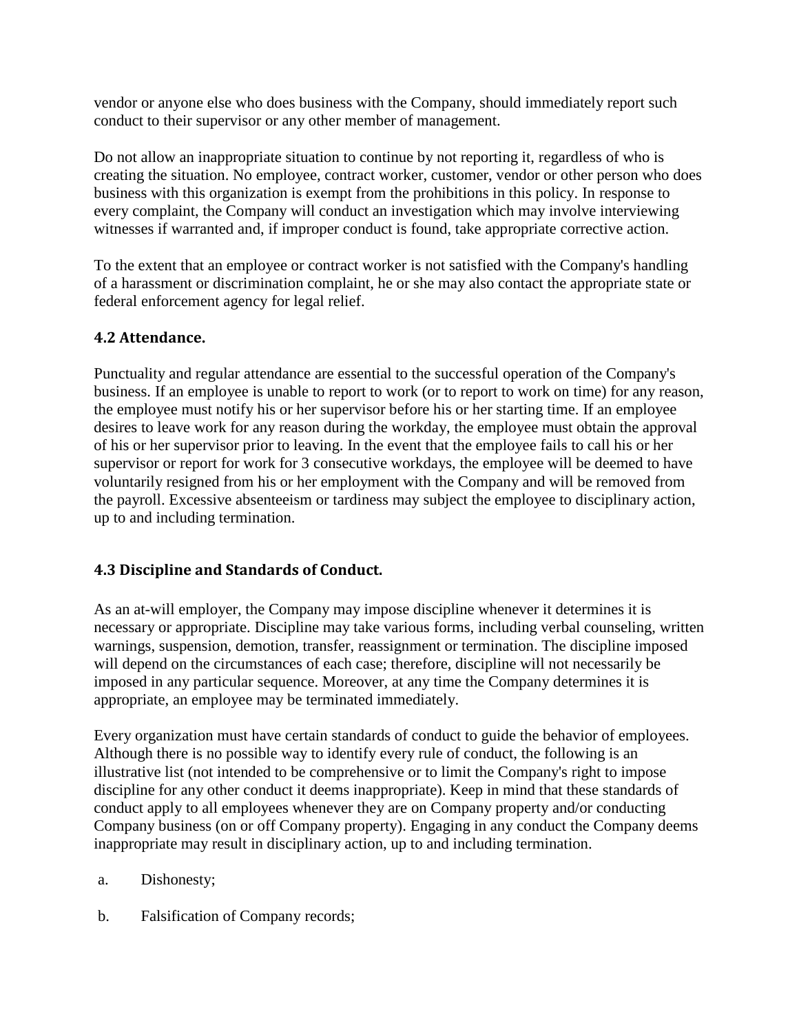vendor or anyone else who does business with the Company, should immediately report such conduct to their supervisor or any other member of management.

Do not allow an inappropriate situation to continue by not reporting it, regardless of who is creating the situation. No employee, contract worker, customer, vendor or other person who does business with this organization is exempt from the prohibitions in this policy. In response to every complaint, the Company will conduct an investigation which may involve interviewing witnesses if warranted and, if improper conduct is found, take appropriate corrective action.

To the extent that an employee or contract worker is not satisfied with the Company's handling of a harassment or discrimination complaint, he or she may also contact the appropriate state or federal enforcement agency for legal relief.

### 4.2 Attendance.

Punctuality and regular attendance are essential to the successful operation of the Company's business. If an employee is unable to report to work (or to report to work on time) for any reason, the employee must notify his or her supervisor before his or her starting time. If an employee desires to leave work for any reason during the workday, the employee must obtain the approval of his or her supervisor prior to leaving. In the event that the employee fails to call his or her supervisor or report for work for 3 consecutive workdays, the employee will be deemed to have voluntarily resigned from his or her employment with the Company and will be removed from the payroll. Excessive absenteeism or tardiness may subject the employee to disciplinary action, up to and including termination.

### 4.3 Discipline and Standards of Conduct.

As an at-will employer, the Company may impose discipline whenever it determines it is necessary or appropriate. Discipline may take various forms, including verbal counseling, written warnings, suspension, demotion, transfer, reassignment or termination. The discipline imposed will depend on the circumstances of each case; therefore, discipline will not necessarily be imposed in any particular sequence. Moreover, at any time the Company determines it is appropriate, an employee may be terminated immediately.

Every organization must have certain standards of conduct to guide the behavior of employees. Although there is no possible way to identify every rule of conduct, the following is an illustrative list (not intended to be comprehensive or to limit the Company's right to impose discipline for any other conduct it deems inappropriate). Keep in mind that these standards of conduct apply to all employees whenever they are on Company property and/or conducting Company business (on or off Company property). Engaging in any conduct the Company deems inappropriate may result in disciplinary action, up to and including termination.

a. Dishonesty;

b. Falsification of Company records;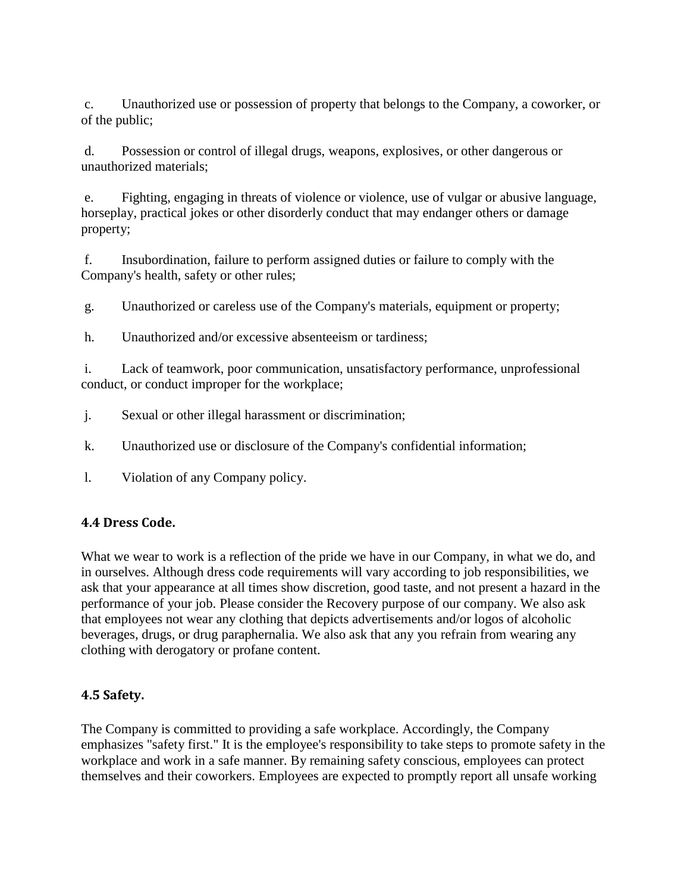c. Unauthorized use or possession of property that belongs to the Company, a coworker, or of the public;

d. Possession or control of illegal drugs, weapons, explosives, or other dangerous or unauthorized materials;

e. Fighting, engaging in threats of violence or violence, use of vulgar or abusive language, horseplay, practical jokes or other disorderly conduct that may endanger others or damage property;

f. Insubordination, failure to perform assigned duties or failure to comply with the Company's health, safety or other rules;

g. Unauthorized or careless use of the Company's materials, equipment or property;

h. Unauthorized and/or excessive absenteeism or tardiness;

i. Lack of teamwork, poor communication, unsatisfactory performance, unprofessional conduct, or conduct improper for the workplace;

j. Sexual or other illegal harassment or discrimination;

k. Unauthorized use or disclosure of the Company's confidential information;

l. Violation of any Company policy.

### 4.4 Dress Code.

What we wear to work is a reflection of the pride we have in our Company, in what we do, and in ourselves. Although dress code requirements will vary according to job responsibilities, we ask that your appearance at all times show discretion, good taste, and not present a hazard in the performance of your job. Please consider the Recovery purpose of our company. We also ask that employees not wear any clothing that depicts advertisements and/or logos of alcoholic beverages, drugs, or drug paraphernalia. We also ask that any you refrain from wearing any clothing with derogatory or profane content.

### 4.5 Safety.

The Company is committed to providing a safe workplace. Accordingly, the Company emphasizes "safety first." It is the employee's responsibility to take steps to promote safety in the workplace and work in a safe manner. By remaining safety conscious, employees can protect themselves and their coworkers. Employees are expected to promptly report all unsafe working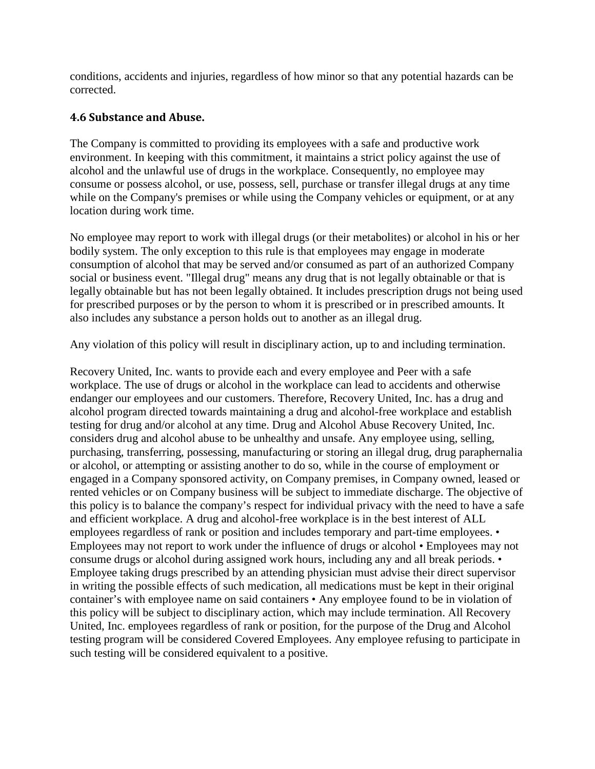conditions, accidents and injuries, regardless of how minor so that any potential hazards can be corrected.

### 4.6 Substance and Abuse.

The Company is committed to providing its employees with a safe and productive work environment. In keeping with this commitment, it maintains a strict policy against the use of alcohol and the unlawful use of drugs in the workplace. Consequently, no employee may consume or possess alcohol, or use, possess, sell, purchase or transfer illegal drugs at any time while on the Company's premises or while using the Company vehicles or equipment, or at any location during work time.

No employee may report to work with illegal drugs (or their metabolites) or alcohol in his or her bodily system. The only exception to this rule is that employees may engage in moderate consumption of alcohol that may be served and/or consumed as part of an authorized Company social or business event. "Illegal drug" means any drug that is not legally obtainable or that is legally obtainable but has not been legally obtained. It includes prescription drugs not being used for prescribed purposes or by the person to whom it is prescribed or in prescribed amounts. It also includes any substance a person holds out to another as an illegal drug.

Any violation of this policy will result in disciplinary action, up to and including termination.

Recovery United, Inc. wants to provide each and every employee and Peer with a safe workplace. The use of drugs or alcohol in the workplace can lead to accidents and otherwise endanger our employees and our customers. Therefore, Recovery United, Inc. has a drug and alcohol program directed towards maintaining a drug and alcohol-free workplace and establish testing for drug and/or alcohol at any time. Drug and Alcohol Abuse Recovery United, Inc. considers drug and alcohol abuse to be unhealthy and unsafe. Any employee using, selling, purchasing, transferring, possessing, manufacturing or storing an illegal drug, drug paraphernalia or alcohol, or attempting or assisting another to do so, while in the course of employment or engaged in a Company sponsored activity, on Company premises, in Company owned, leased or rented vehicles or on Company business will be subject to immediate discharge. The objective of this policy is to balance the company's respect for individual privacy with the need to have a safe and efficient workplace. A drug and alcohol-free workplace is in the best interest of ALL employees regardless of rank or position and includes temporary and part-time employees. • Employees may not report to work under the influence of drugs or alcohol • Employees may not consume drugs or alcohol during assigned work hours, including any and all break periods. • Employee taking drugs prescribed by an attending physician must advise their direct supervisor in writing the possible effects of such medication, all medications must be kept in their original container's with employee name on said containers • Any employee found to be in violation of this policy will be subject to disciplinary action, which may include termination. All Recovery United, Inc. employees regardless of rank or position, for the purpose of the Drug and Alcohol testing program will be considered Covered Employees. Any employee refusing to participate in such testing will be considered equivalent to a positive.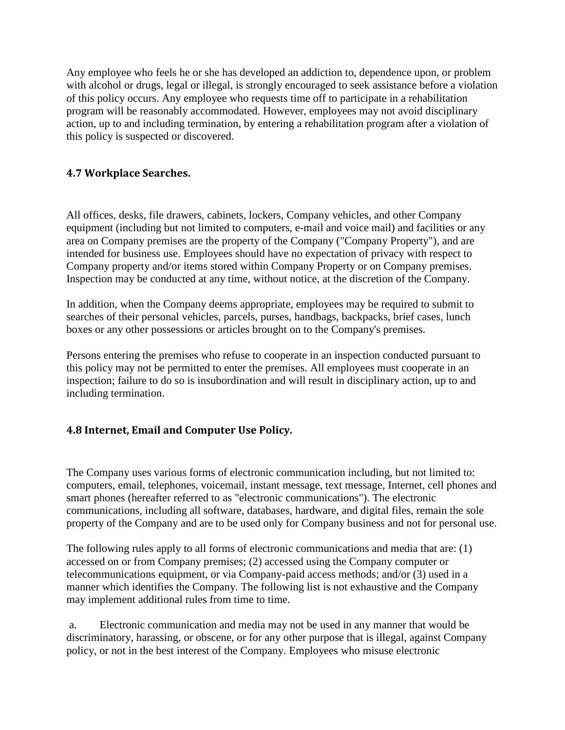Any employee who feels he or she has developed an addiction to, dependence upon, or problem with alcohol or drugs, legal or illegal, is strongly encouraged to seek assistance before a violation of this policy occurs. Any employee who requests time off to participate in a rehabilitation program will be reasonably accommodated. However, employees may not avoid disciplinary action, up to and including termination, by entering a rehabilitation program after a violation of this policy is suspected or discovered.

### 4.7 Workplace Searches.

All offices, desks, file drawers, cabinets, lockers, Company vehicles, and other Company equipment (including but not limited to computers, e-mail and voice mail) and facilities or any area on Company premises are the property of the Company ("Company Property"), and are intended for business use. Employees should have no expectation of privacy with respect to Company property and/or items stored within Company Property or on Company premises. Inspection may be conducted at any time, without notice, at the discretion of the Company.

In addition, when the Company deems appropriate, employees may be required to submit to searches of their personal vehicles, parcels, purses, handbags, backpacks, brief cases, lunch boxes or any other possessions or articles brought on to the Company's premises.

Persons entering the premises who refuse to cooperate in an inspection conducted pursuant to this policy may not be permitted to enter the premises. All employees must cooperate in an inspection; failure to do so is insubordination and will result in disciplinary action, up to and including termination.

### 4.8 Internet, Email and Computer Use Policy.

The Company uses various forms of electronic communication including, but not limited to: computers, email, telephones, voicemail, instant message, text message, Internet, cell phones and smart phones (hereafter referred to as "electronic communications"). The electronic communications, including all software, databases, hardware, and digital files, remain the sole property of the Company and are to be used only for Company business and not for personal use.

The following rules apply to all forms of electronic communications and media that are: (1) accessed on or from Company premises; (2) accessed using the Company computer or telecommunications equipment, or via Company-paid access methods; and/or (3) used in a manner which identifies the Company. The following list is not exhaustive and the Company may implement additional rules from time to time.

a. Electronic communication and media may not be used in any manner that would be discriminatory, harassing, or obscene, or for any other purpose that is illegal, against Company policy, or not in the best interest of the Company. Employees who misuse electronic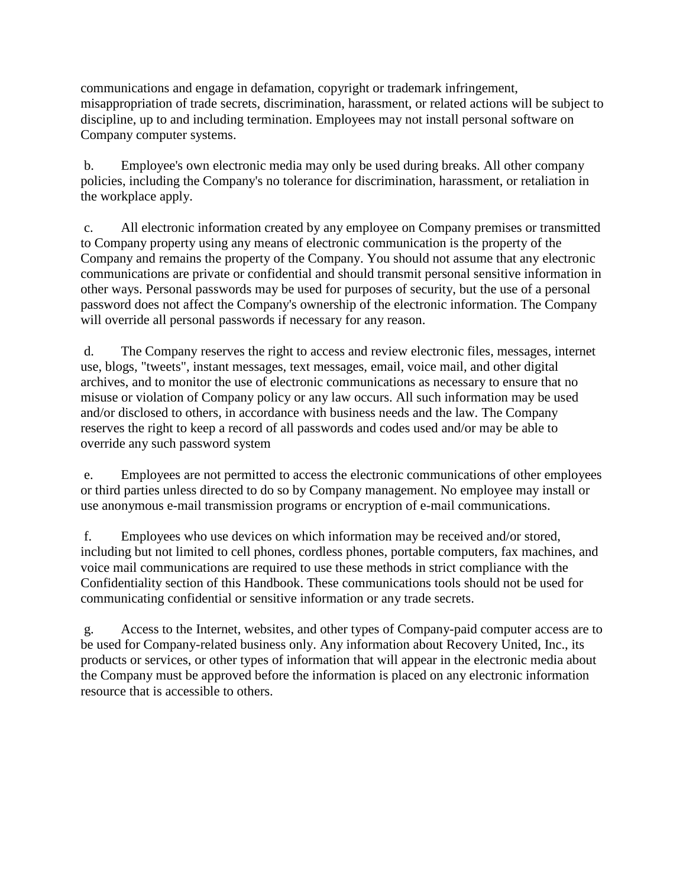communications and engage in defamation, copyright or trademark infringement, misappropriation of trade secrets, discrimination, harassment, or related actions will be subject to discipline, up to and including termination. Employees may not install personal software on Company computer systems.

b. Employee's own electronic media may only be used during breaks. All other company policies, including the Company's no tolerance for discrimination, harassment, or retaliation in the workplace apply.

c. All electronic information created by any employee on Company premises or transmitted to Company property using any means of electronic communication is the property of the Company and remains the property of the Company. You should not assume that any electronic communications are private or confidential and should transmit personal sensitive information in other ways. Personal passwords may be used for purposes of security, but the use of a personal password does not affect the Company's ownership of the electronic information. The Company will override all personal passwords if necessary for any reason.

d. The Company reserves the right to access and review electronic files, messages, internet use, blogs, "tweets", instant messages, text messages, email, voice mail, and other digital archives, and to monitor the use of electronic communications as necessary to ensure that no misuse or violation of Company policy or any law occurs. All such information may be used and/or disclosed to others, in accordance with business needs and the law. The Company reserves the right to keep a record of all passwords and codes used and/or may be able to override any such password system

e. Employees are not permitted to access the electronic communications of other employees or third parties unless directed to do so by Company management. No employee may install or use anonymous e-mail transmission programs or encryption of e-mail communications.

f. Employees who use devices on which information may be received and/or stored, including but not limited to cell phones, cordless phones, portable computers, fax machines, and voice mail communications are required to use these methods in strict compliance with the Confidentiality section of this Handbook. These communications tools should not be used for communicating confidential or sensitive information or any trade secrets.

g. Access to the Internet, websites, and other types of Company-paid computer access are to be used for Company-related business only. Any information about Recovery United, Inc., its products or services, or other types of information that will appear in the electronic media about the Company must be approved before the information is placed on any electronic information resource that is accessible to others.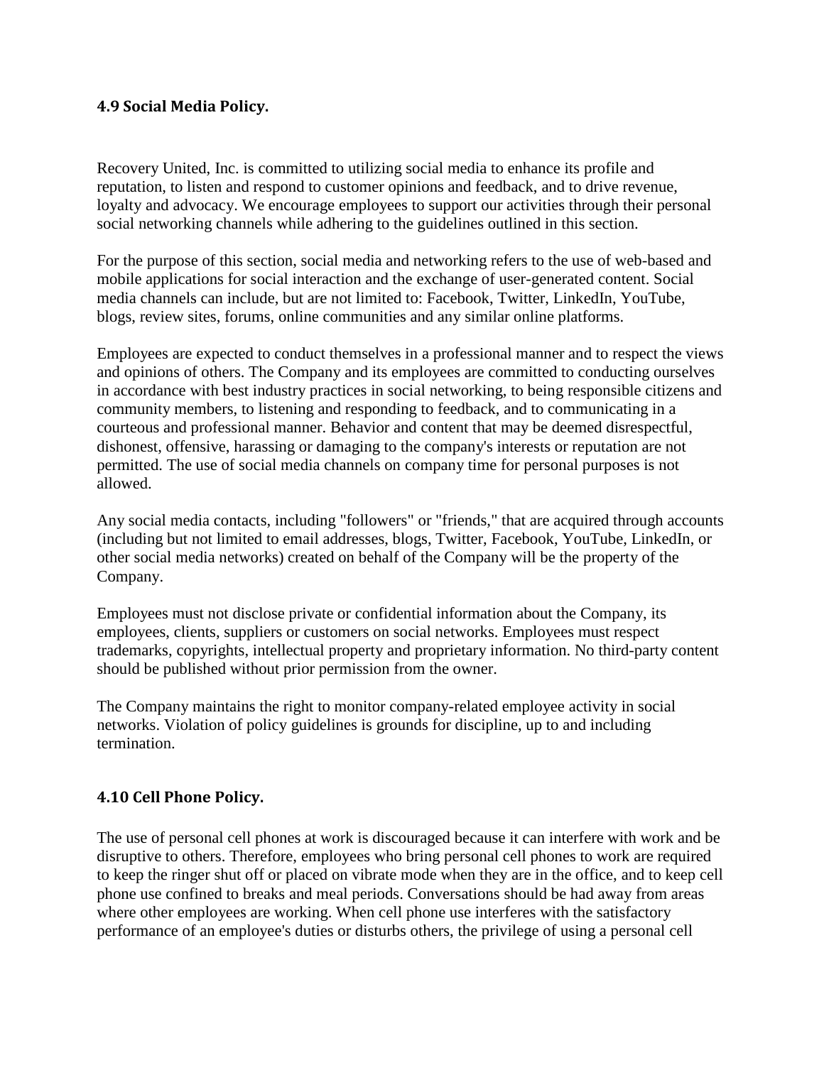### 4.9 Social Media Policy.

Recovery United, Inc. is committed to utilizing social media to enhance its profile and reputation, to listen and respond to customer opinions and feedback, and to drive revenue, loyalty and advocacy. We encourage employees to support our activities through their personal social networking channels while adhering to the guidelines outlined in this section.

For the purpose of this section, social media and networking refers to the use of web-based and mobile applications for social interaction and the exchange of user-generated content. Social media channels can include, but are not limited to: Facebook, Twitter, LinkedIn, YouTube, blogs, review sites, forums, online communities and any similar online platforms.

Employees are expected to conduct themselves in a professional manner and to respect the views and opinions of others. The Company and its employees are committed to conducting ourselves in accordance with best industry practices in social networking, to being responsible citizens and community members, to listening and responding to feedback, and to communicating in a courteous and professional manner. Behavior and content that may be deemed disrespectful, dishonest, offensive, harassing or damaging to the company's interests or reputation are not permitted. The use of social media channels on company time for personal purposes is not allowed.

Any social media contacts, including "followers" or "friends," that are acquired through accounts (including but not limited to email addresses, blogs, Twitter, Facebook, YouTube, LinkedIn, or other social media networks) created on behalf of the Company will be the property of the Company.

Employees must not disclose private or confidential information about the Company, its employees, clients, suppliers or customers on social networks. Employees must respect trademarks, copyrights, intellectual property and proprietary information. No third-party content should be published without prior permission from the owner.

The Company maintains the right to monitor company-related employee activity in social networks. Violation of policy guidelines is grounds for discipline, up to and including termination.

### 4.10 Cell Phone Policy.

The use of personal cell phones at work is discouraged because it can interfere with work and be disruptive to others. Therefore, employees who bring personal cell phones to work are required to keep the ringer shut off or placed on vibrate mode when they are in the office, and to keep cell phone use confined to breaks and meal periods. Conversations should be had away from areas where other employees are working. When cell phone use interferes with the satisfactory performance of an employee's duties or disturbs others, the privilege of using a personal cell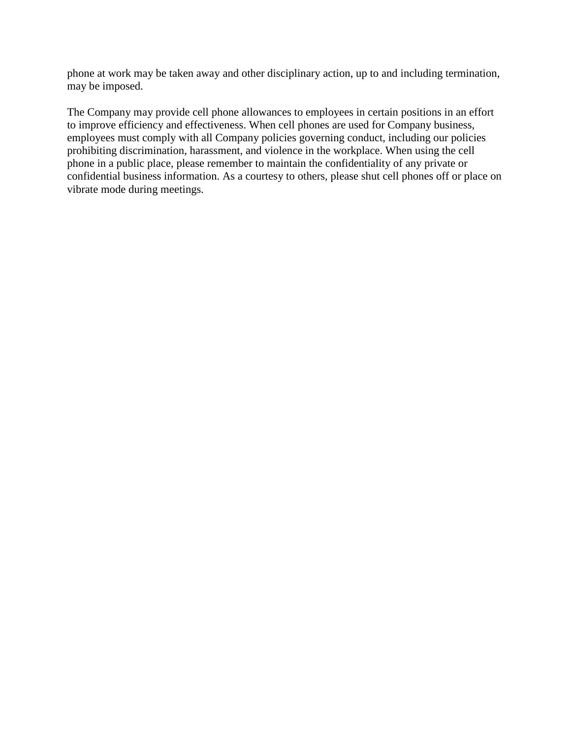phone at work may be taken away and other disciplinary action, up to and including termination, may be imposed.

The Company may provide cell phone allowances to employees in certain positions in an effort to improve efficiency and effectiveness. When cell phones are used for Company business, employees must comply with all Company policies governing conduct, including our policies prohibiting discrimination, harassment, and violence in the workplace. When using the cell phone in a public place, please remember to maintain the confidentiality of any private or confidential business information. As a courtesy to others, please shut cell phones off or place on vibrate mode during meetings.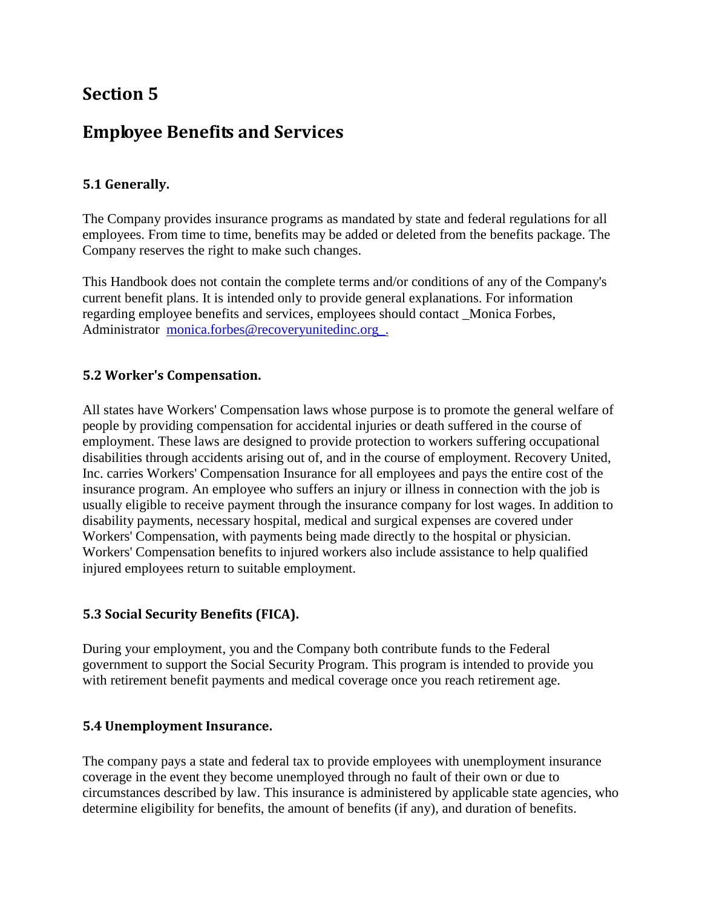# Section 5

# Employee Benefits and Services

### 5.1 Generally.

The Company provides insurance programs as mandated by state and federal regulations for all employees. From time to time, benefits may be added or deleted from the benefits package. The Company reserves the right to make such changes.

This Handbook does not contain the complete terms and/or conditions of any of the Company's current benefit plans. It is intended only to provide general explanations. For information regarding employee benefits and services, employees should contact _Monica Forbes, Administrator monica.forbes@recoveryunitedinc.org_.

### 5.2 Worker's Compensation.

All states have Workers' Compensation laws whose purpose is to promote the general welfare of people by providing compensation for accidental injuries or death suffered in the course of employment. These laws are designed to provide protection to workers suffering occupational disabilities through accidents arising out of, and in the course of employment. Recovery United, Inc. carries Workers' Compensation Insurance for all employees and pays the entire cost of the insurance program. An employee who suffers an injury or illness in connection with the job is usually eligible to receive payment through the insurance company for lost wages. In addition to disability payments, necessary hospital, medical and surgical expenses are covered under Workers' Compensation, with payments being made directly to the hospital or physician. Workers' Compensation benefits to injured workers also include assistance to help qualified injured employees return to suitable employment.

### 5.3 Social Security Benefits (FICA).

During your employment, you and the Company both contribute funds to the Federal government to support the Social Security Program. This program is intended to provide you with retirement benefit payments and medical coverage once you reach retirement age.

### 5.4 Unemployment Insurance.

The company pays a state and federal tax to provide employees with unemployment insurance coverage in the event they become unemployed through no fault of their own or due to circumstances described by law. This insurance is administered by applicable state agencies, who determine eligibility for benefits, the amount of benefits (if any), and duration of benefits.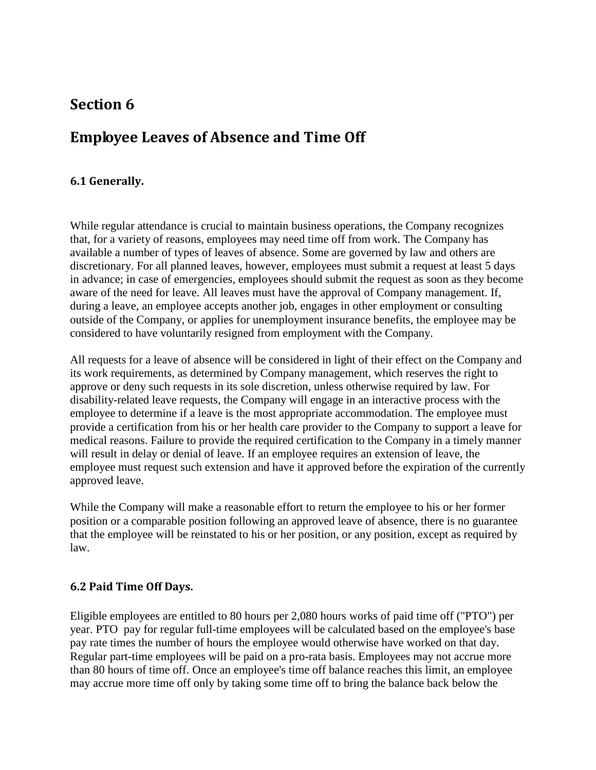# Section 6

# Employee Leaves of Absence and Time Off

### 6.1 Generally.

While regular attendance is crucial to maintain business operations, the Company recognizes that, for a variety of reasons, employees may need time off from work. The Company has available a number of types of leaves of absence. Some are governed by law and others are discretionary. For all planned leaves, however, employees must submit a request at least 5 days in advance; in case of emergencies, employees should submit the request as soon as they become aware of the need for leave. All leaves must have the approval of Company management. If, during a leave, an employee accepts another job, engages in other employment or consulting outside of the Company, or applies for unemployment insurance benefits, the employee may be considered to have voluntarily resigned from employment with the Company.

All requests for a leave of absence will be considered in light of their effect on the Company and its work requirements, as determined by Company management, which reserves the right to approve or deny such requests in its sole discretion, unless otherwise required by law. For disability-related leave requests, the Company will engage in an interactive process with the employee to determine if a leave is the most appropriate accommodation. The employee must provide a certification from his or her health care provider to the Company to support a leave for medical reasons. Failure to provide the required certification to the Company in a timely manner will result in delay or denial of leave. If an employee requires an extension of leave, the employee must request such extension and have it approved before the expiration of the currently approved leave.

While the Company will make a reasonable effort to return the employee to his or her former position or a comparable position following an approved leave of absence, there is no guarantee that the employee will be reinstated to his or her position, or any position, except as required by law.

### 6.2 Paid Time Off Days.

Eligible employees are entitled to 80 hours per 2,080 hours works of paid time off ("PTO") per year. PTO pay for regular full-time employees will be calculated based on the employee's base pay rate times the number of hours the employee would otherwise have worked on that day. Regular part-time employees will be paid on a pro-rata basis. Employees may not accrue more than 80 hours of time off. Once an employee's time off balance reaches this limit, an employee may accrue more time off only by taking some time off to bring the balance back below the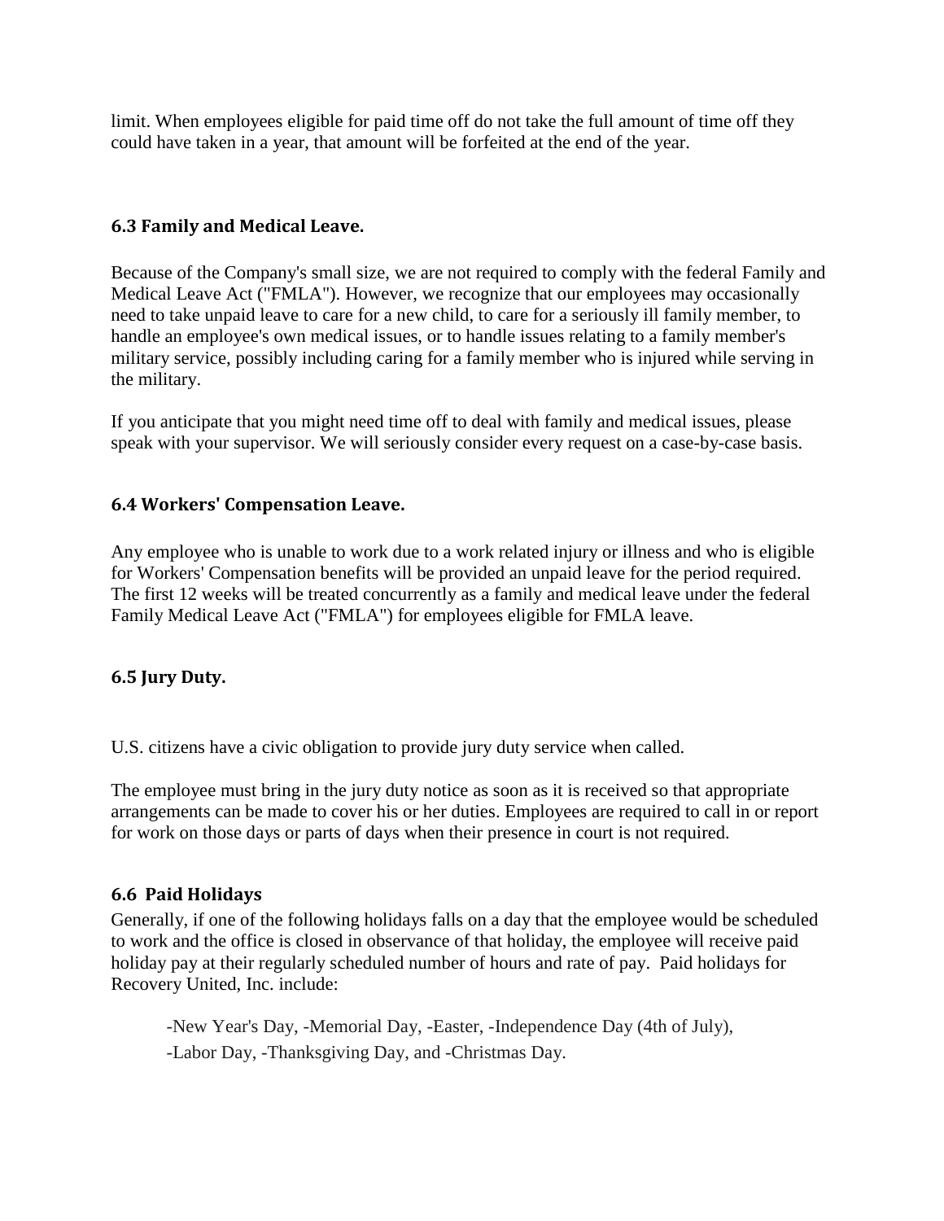limit. When employees eligible for paid time off do not take the full amount of time off they could have taken in a year, that amount will be forfeited at the end of the year.

### 6.3 Family and Medical Leave.

Because of the Company's small size, we are not required to comply with the federal Family and Medical Leave Act ("FMLA"). However, we recognize that our employees may occasionally need to take unpaid leave to care for a new child, to care for a seriously ill family member, to handle an employee's own medical issues, or to handle issues relating to a family member's military service, possibly including caring for a family member who is injured while serving in the military.

If you anticipate that you might need time off to deal with family and medical issues, please speak with your supervisor. We will seriously consider every request on a case-by-case basis.

### 6.4 Workers' Compensation Leave.

Any employee who is unable to work due to a work related injury or illness and who is eligible for Workers' Compensation benefits will be provided an unpaid leave for the period required. The first 12 weeks will be treated concurrently as a family and medical leave under the federal Family Medical Leave Act ("FMLA") for employees eligible for FMLA leave.

### 6.5 Jury Duty.

U.S. citizens have a civic obligation to provide jury duty service when called.

The employee must bring in the jury duty notice as soon as it is received so that appropriate arrangements can be made to cover his or her duties. Employees are required to call in or report for work on those days or parts of days when their presence in court is not required.

### 6.6 Paid Holidays

Generally, if one of the following holidays falls on a day that the employee would be scheduled to work and the office is closed in observance of that holiday, the employee will receive paid holiday pay at their regularly scheduled number of hours and rate of pay. Paid holidays for Recovery United, Inc. include:

-New Year's Day, -Memorial Day, -Easter, -Independence Day (4th of July),
-Labor Day, -Thanksgiving Day, and -Christmas Day.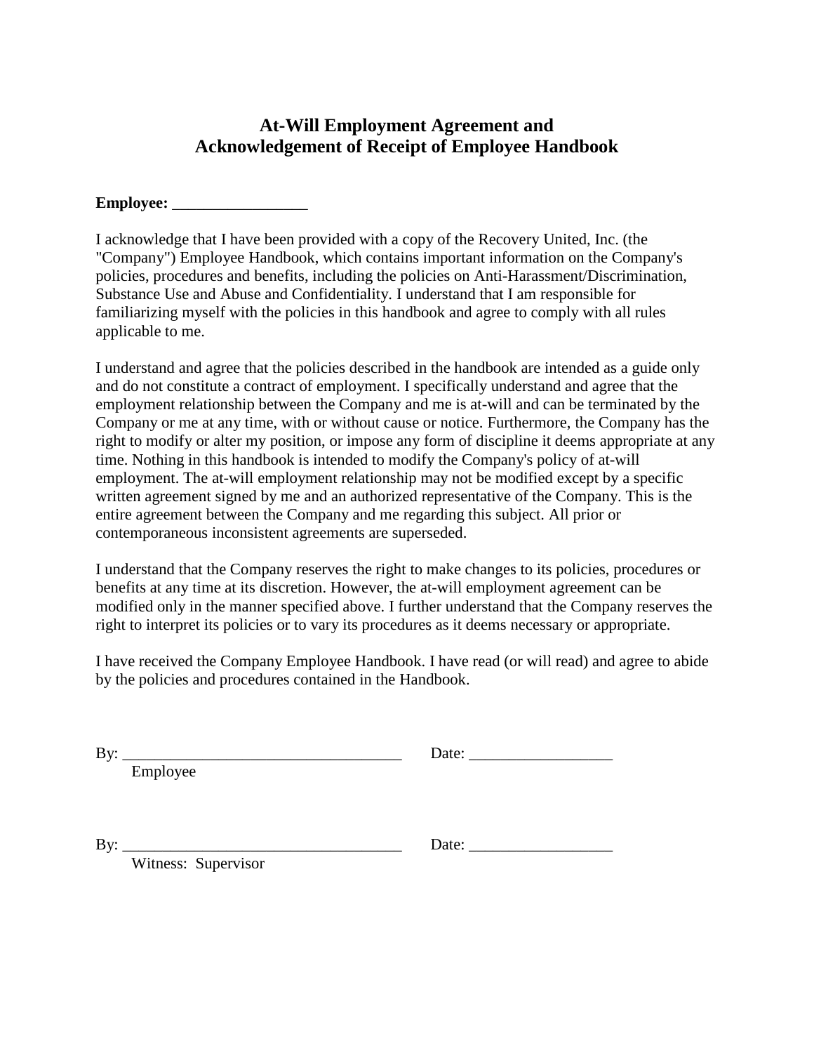# At-Will Employment Agreement and Acknowledgement of Receipt of Employee Handbook

**Employee:** _________________

I acknowledge that I have been provided with a copy of the Recovery United, Inc. (the "Company") Employee Handbook, which contains important information on the Company's policies, procedures and benefits, including the policies on Anti-Harassment/Discrimination, Substance Use and Abuse and Confidentiality. I understand that I am responsible for familiarizing myself with the policies in this handbook and agree to comply with all rules applicable to me.

I understand and agree that the policies described in the handbook are intended as a guide only and do not constitute a contract of employment. I specifically understand and agree that the employment relationship between the Company and me is at-will and can be terminated by the Company or me at any time, with or without cause or notice. Furthermore, the Company has the right to modify or alter my position, or impose any form of discipline it deems appropriate at any time. Nothing in this handbook is intended to modify the Company's policy of at-will employment. The at-will employment relationship may not be modified except by a specific written agreement signed by me and an authorized representative of the Company. This is the entire agreement between the Company and me regarding this subject. All prior or contemporaneous inconsistent agreements are superseded.

I understand that the Company reserves the right to make changes to its policies, procedures or benefits at any time at its discretion. However, the at-will employment agreement can be modified only in the manner specified above. I further understand that the Company reserves the right to interpret its policies or to vary its procedures as it deems necessary or appropriate.

I have received the Company Employee Handbook. I have read (or will read) and agree to abide by the policies and procedures contained in the Handbook.

By: ___________________________________ Date: __________________
Employee

By: ___________________________________ Date: __________________
Witness: Supervisor